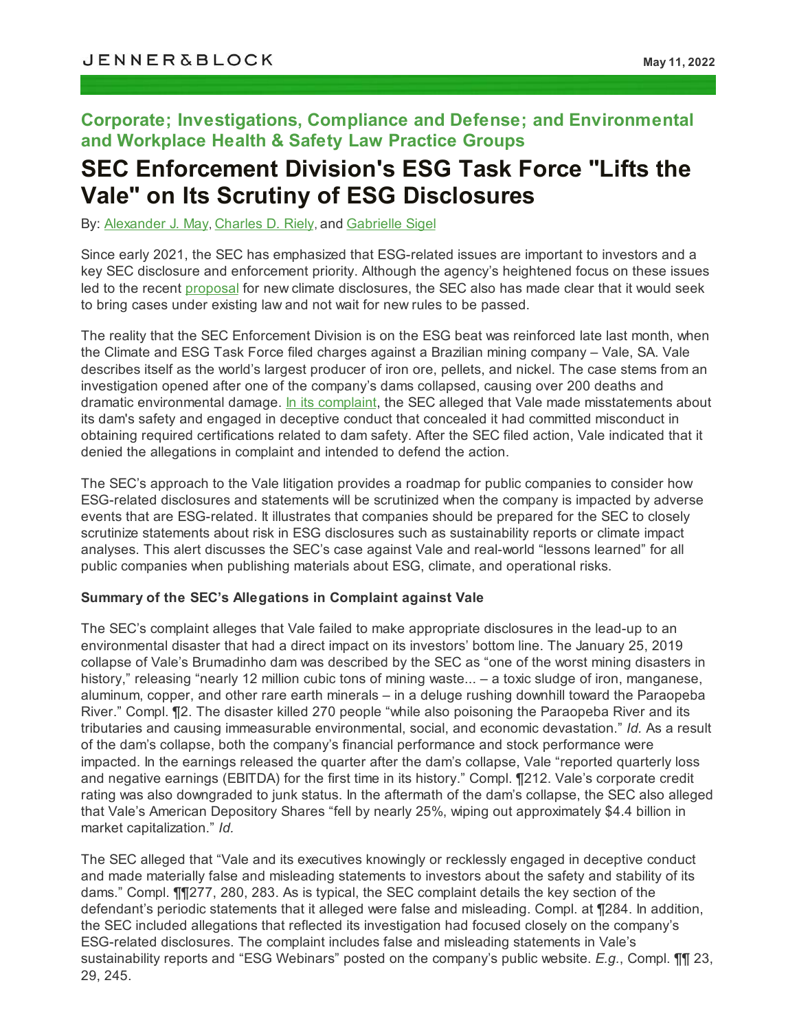JENNER&BLOCK

May 11, 2022

## Corporate; Investigations, Compliance and Defense; and Environmental and Workplace Health & Safety Law Practice Groups

# SEC Enforcement Division's ESG Task Force "Lifts the Vale" on Its Scrutiny of ESG Disclosures

By: Alexander J. May, Charles D. Riely, and Gabrielle Sigel

Since early 2021, the SEC has emphasized that ESG-related issues are important to investors and a key SEC disclosure and enforcement priority. Although the agency's heightened focus on these issues led to the recent proposal for new climate disclosures, the SEC also has made clear that it would seek to bring cases under existing law and not wait for new rules to be passed.

The reality that the SEC Enforcement Division is on the ESG beat was reinforced late last month, when the Climate and ESG Task Force filed charges against a Brazilian mining company – Vale, SA. Vale describes itself as the world's largest producer of iron ore, pellets, and nickel. The case stems from an investigation opened after one of the company's dams collapsed, causing over 200 deaths and dramatic environmental damage. In its complaint, the SEC alleged that Vale made misstatements about its dam's safety and engaged in deceptive conduct that concealed it had committed misconduct in obtaining required certifications related to dam safety. After the SEC filed action, Vale indicated that it denied the allegations in complaint and intended to defend the action.

The SEC's approach to the Vale litigation provides a roadmap for public companies to consider how ESG-related disclosures and statements will be scrutinized when the company is impacted by adverse events that are ESG-related. It illustrates that companies should be prepared for the SEC to closely scrutinize statements about risk in ESG disclosures such as sustainability reports or climate impact analyses. This alert discusses the SEC's case against Vale and real-world "lessons learned" for all public companies when publishing materials about ESG, climate, and operational risks.

**Summary of the SEC's Allegations in Complaint against Vale**

The SEC's complaint alleges that Vale failed to make appropriate disclosures in the lead-up to an environmental disaster that had a direct impact on its investors' bottom line. The January 25, 2019 collapse of Vale's Brumadinho dam was described by the SEC as "one of the worst mining disasters in history," releasing "nearly 12 million cubic tons of mining waste... – a toxic sludge of iron, manganese, aluminum, copper, and other rare earth minerals – in a deluge rushing downhill toward the Paraopeba River." Compl. ¶2. The disaster killed 270 people "while also poisoning the Paraopeba River and its tributaries and causing immeasurable environmental, social, and economic devastation." *Id*. As a result of the dam's collapse, both the company's financial performance and stock performance were impacted. In the earnings released the quarter after the dam's collapse, Vale "reported quarterly loss and negative earnings (EBITDA) for the first time in its history." Compl. ¶212. Vale's corporate credit rating was also downgraded to junk status. In the aftermath of the dam's collapse, the SEC also alleged that Vale's American Depository Shares "fell by nearly 25%, wiping out approximately $4.4 billion in market capitalization." *Id.*

The SEC alleged that "Vale and its executives knowingly or recklessly engaged in deceptive conduct and made materially false and misleading statements to investors about the safety and stability of its dams." Compl. ¶¶277, 280, 283. As is typical, the SEC complaint details the key section of the defendant's periodic statements that it alleged were false and misleading. Compl. at ¶284. In addition, the SEC included allegations that reflected its investigation had focused closely on the company's ESG-related disclosures. The complaint includes false and misleading statements in Vale's sustainability reports and "ESG Webinars" posted on the company's public website. *E.g.*, Compl. ¶¶ 23, 29, 245.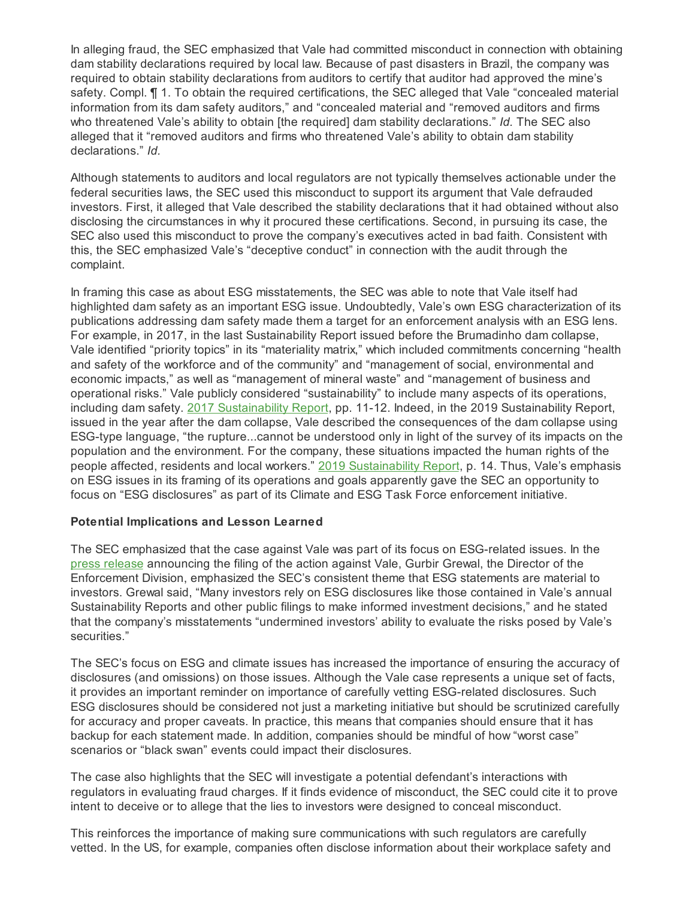In alleging fraud, the SEC emphasized that Vale had committed misconduct in connection with obtaining dam stability declarations required by local law. Because of past disasters in Brazil, the company was required to obtain stability declarations from auditors to certify that auditor had approved the mine's safety. Compl. ¶ 1. To obtain the required certifications, the SEC alleged that Vale "concealed material information from its dam safety auditors," and "concealed material and "removed auditors and firms who threatened Vale's ability to obtain [the required] dam stability declarations." *Id.* The SEC also alleged that it "removed auditors and firms who threatened Vale's ability to obtain dam stability declarations." *Id.*

Although statements to auditors and local regulators are not typically themselves actionable under the federal securities laws, the SEC used this misconduct to support its argument that Vale defrauded investors. First, it alleged that Vale described the stability declarations that it had obtained without also disclosing the circumstances in why it procured these certifications. Second, in pursuing its case, the SEC also used this misconduct to prove the company's executives acted in bad faith. Consistent with this, the SEC emphasized Vale's "deceptive conduct" in connection with the audit through the complaint.

In framing this case as about ESG misstatements, the SEC was able to note that Vale itself had highlighted dam safety as an important ESG issue. Undoubtedly, Vale's own ESG characterization of its publications addressing dam safety made them a target for an enforcement analysis with an ESG lens. For example, in 2017, in the last Sustainability Report issued before the Brumadinho dam collapse, Vale identified "priority topics" in its "materiality matrix," which included commitments concerning "health and safety of the workforce and of the community" and "management of social, environmental and economic impacts," as well as "management of mineral waste" and "management of business and operational risks." Vale publicly considered "sustainability" to include many aspects of its operations, including dam safety. 2017 Sustainability Report, pp. 11-12. Indeed, in the 2019 Sustainability Report, issued in the year after the dam collapse, Vale described the consequences of the dam collapse using ESG-type language, "the rupture...cannot be understood only in light of the survey of its impacts on the population and the environment. For the company, these situations impacted the human rights of the people affected, residents and local workers." 2019 Sustainability Report, p. 14. Thus, Vale's emphasis on ESG issues in its framing of its operations and goals apparently gave the SEC an opportunity to focus on "ESG disclosures" as part of its Climate and ESG Task Force enforcement initiative.

**Potential Implications and Lesson Learned**

The SEC emphasized that the case against Vale was part of its focus on ESG-related issues. In the press release announcing the filing of the action against Vale, Gurbir Grewal, the Director of the Enforcement Division, emphasized the SEC's consistent theme that ESG statements are material to investors. Grewal said, "Many investors rely on ESG disclosures like those contained in Vale's annual Sustainability Reports and other public filings to make informed investment decisions," and he stated that the company's misstatements "undermined investors' ability to evaluate the risks posed by Vale's securities."

The SEC's focus on ESG and climate issues has increased the importance of ensuring the accuracy of disclosures (and omissions) on those issues. Although the Vale case represents a unique set of facts, it provides an important reminder on importance of carefully vetting ESG-related disclosures. Such ESG disclosures should be considered not just a marketing initiative but should be scrutinized carefully for accuracy and proper caveats. In practice, this means that companies should ensure that it has backup for each statement made. In addition, companies should be mindful of how "worst case" scenarios or "black swan" events could impact their disclosures.

The case also highlights that the SEC will investigate a potential defendant's interactions with regulators in evaluating fraud charges. If it finds evidence of misconduct, the SEC could cite it to prove intent to deceive or to allege that the lies to investors were designed to conceal misconduct.

This reinforces the importance of making sure communications with such regulators are carefully vetted. In the US, for example, companies often disclose information about their workplace safety and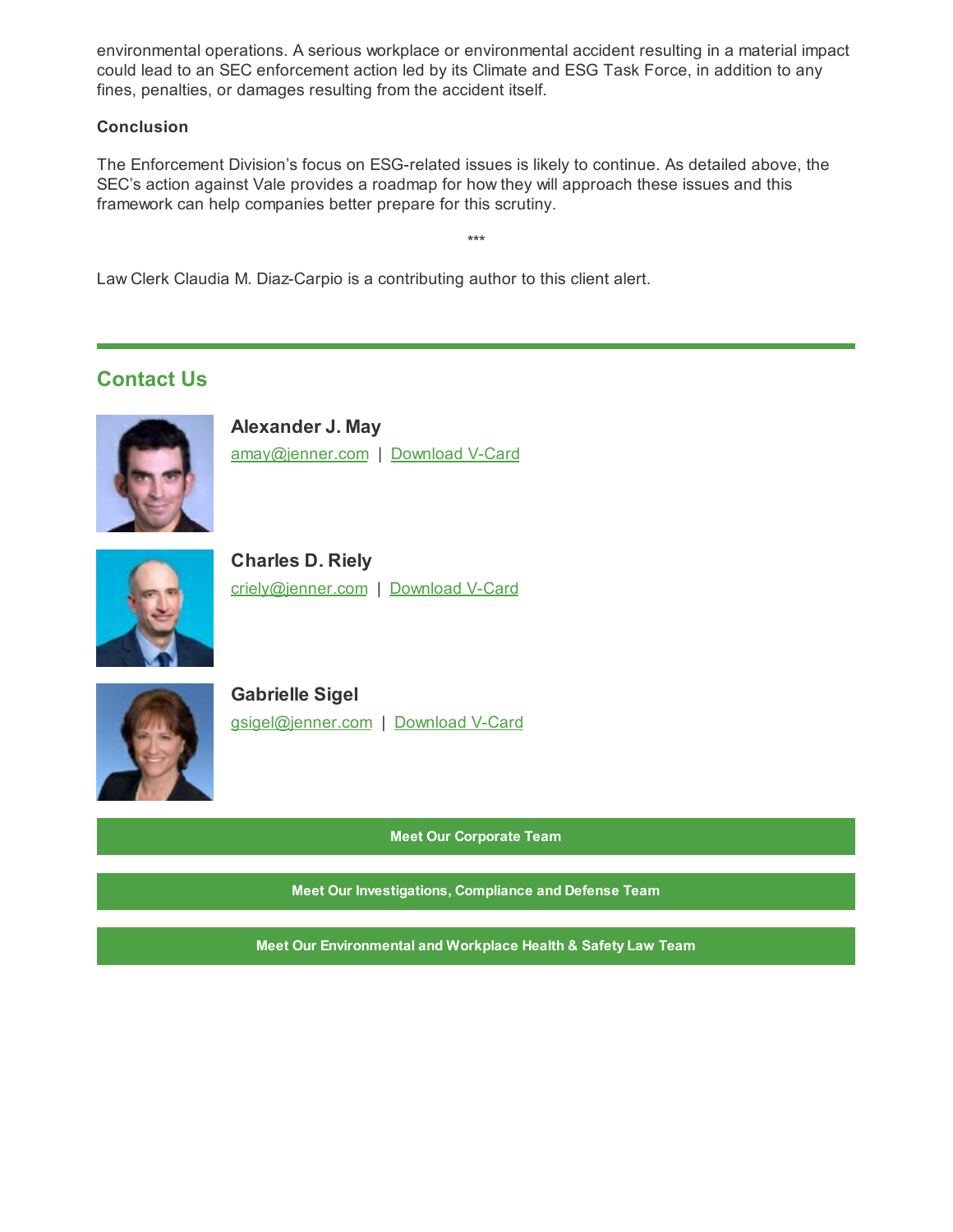environmental operations. A serious workplace or environmental accident resulting in a material impact could lead to an SEC enforcement action led by its Climate and ESG Task Force, in addition to any fines, penalties, or damages resulting from the accident itself.

**Conclusion**

The Enforcement Division's focus on ESG-related issues is likely to continue. As detailed above, the SEC's action against Vale provides a roadmap for how they will approach these issues and this framework can help companies better prepare for this scrutiny.

***

Law Clerk Claudia M. Diaz-Carpio is a contributing author to this client alert.

## Contact Us

**Alexander J. May**
amay@jenner.com | Download V-Card

**Charles D. Riely**
criely@jenner.com | Download V-Card

**Gabrielle Sigel**
gsigel@jenner.com | Download V-Card

**Meet Our Corporate Team**

**Meet Our Investigations, Compliance and Defense Team**

**Meet Our Environmental and Workplace Health & Safety Law Team**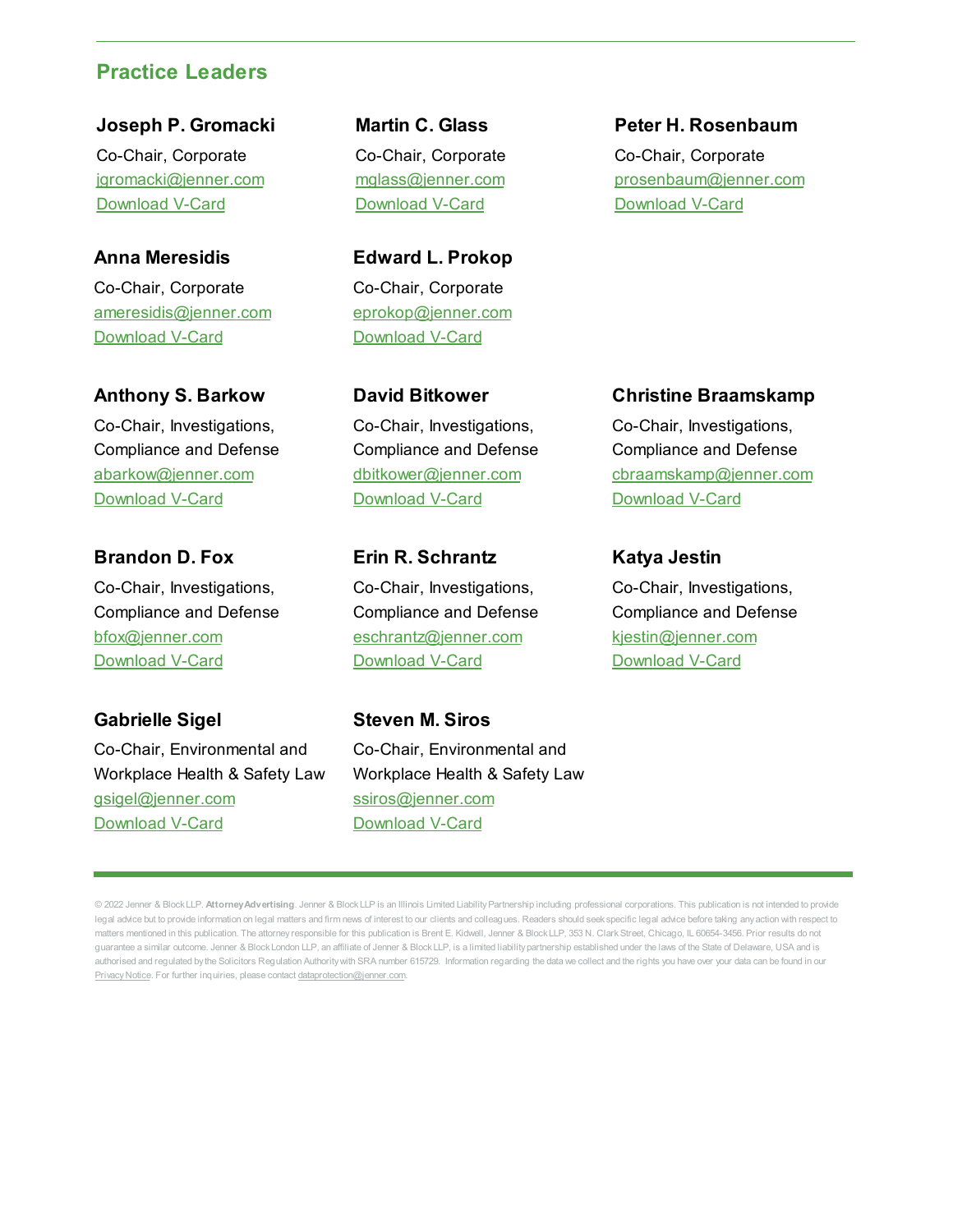## Practice Leaders

**Joseph P. Gromacki**
Co-Chair, Corporate
jgromacki@jenner.com
Download V-Card

**Martin C. Glass**
Co-Chair, Corporate
mglass@jenner.com
Download V-Card

**Peter H. Rosenbaum**
Co-Chair, Corporate
prosenbaum@jenner.com
Download V-Card

**Anna Meresidis**
Co-Chair, Corporate
ameresidis@jenner.com
Download V-Card

**Edward L. Prokop**
Co-Chair, Corporate
eprokop@jenner.com
Download V-Card

**Anthony S. Barkow**
Co-Chair, Investigations, Compliance and Defense
abarkow@jenner.com
Download V-Card

**David Bitkower**
Co-Chair, Investigations, Compliance and Defense
dbitkower@jenner.com
Download V-Card

**Christine Braamskamp**
Co-Chair, Investigations, Compliance and Defense
cbraamskamp@jenner.com
Download V-Card

**Brandon D. Fox**
Co-Chair, Investigations, Compliance and Defense
bfox@jenner.com
Download V-Card

**Erin R. Schrantz**
Co-Chair, Investigations, Compliance and Defense
eschrantz@jenner.com
Download V-Card

**Katya Jestin**
Co-Chair, Investigations, Compliance and Defense
kjestin@jenner.com
Download V-Card

**Gabrielle Sigel**
Co-Chair, Environmental and Workplace Health & Safety Law
gsigel@jenner.com
Download V-Card

**Steven M. Siros**
Co-Chair, Environmental and Workplace Health & Safety Law
ssiros@jenner.com
Download V-Card

---

© 2022 Jenner & Block LLP. **Attorney Advertising**. Jenner & Block LLP is an Illinois Limited Liability Partnership including professional corporations. This publication is not intended to provide legal advice but to provide information on legal matters and firm news of interest to our clients and colleagues. Readers should seek specific legal advice before taking any action with respect to matters mentioned in this publication. The attorney responsible for this publication is Brent E. Kidwell, Jenner & Block LLP, 353 N. Clark Street, Chicago, IL 60654-3456. Prior results do not guarantee a similar outcome. Jenner & Block London LLP, an affiliate of Jenner & Block LLP, is a limited liability partnership established under the laws of the State of Delaware, USA and is authorised and regulated by the Solicitors Regulation Authority with SRA number 615729. Information regarding the data we collect and the rights you have over your data can be found in our Privacy Notice. For further inquiries, please contact dataprotection@jenner.com.